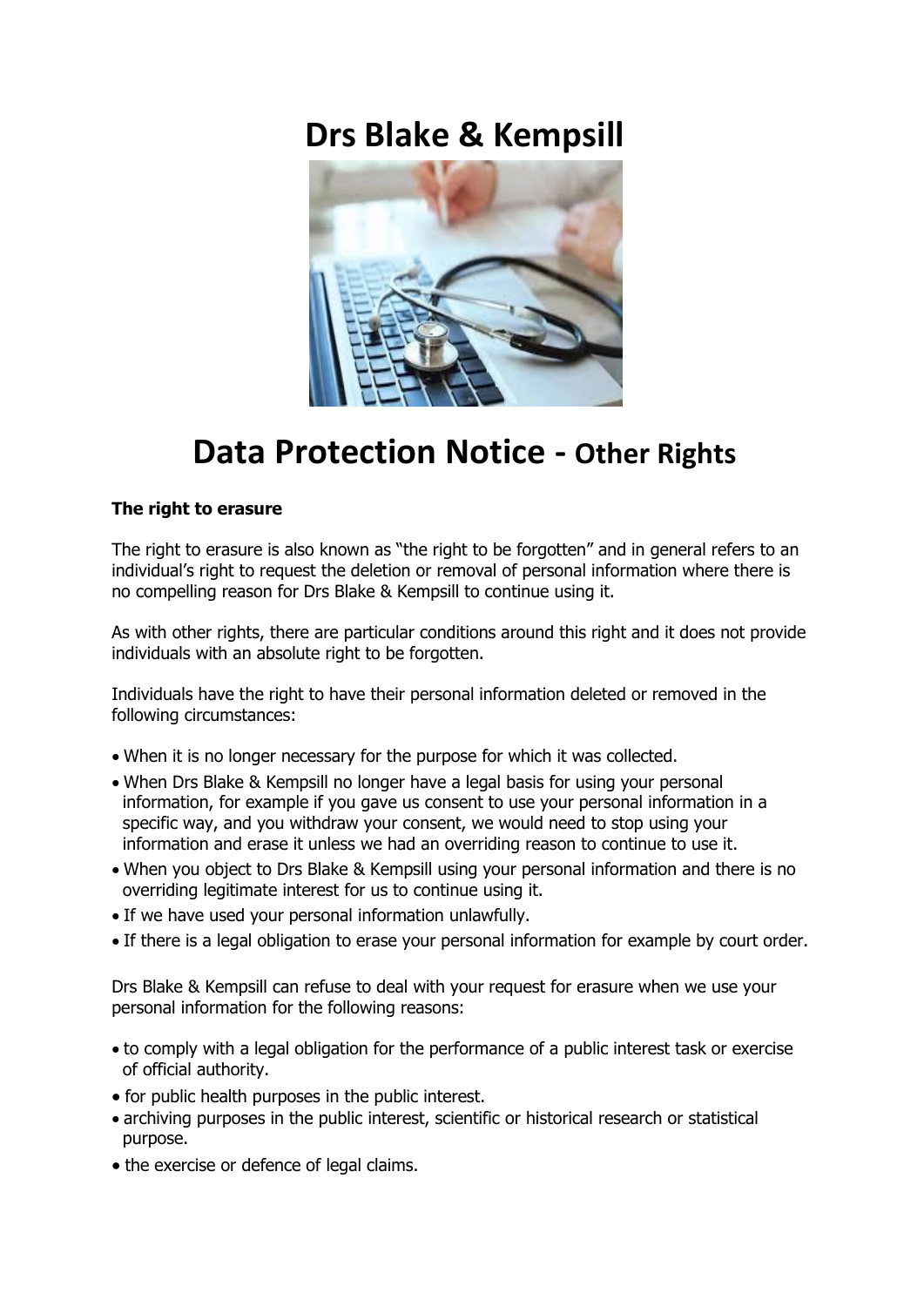# Drs Blake & Kempsill

# Data Protection Notice - Other Rights

**The right to erasure**

The right to erasure is also known as "the right to be forgotten" and in general refers to an individual's right to request the deletion or removal of personal information where there is no compelling reason for Drs Blake & Kempsill to continue using it.

As with other rights, there are particular conditions around this right and it does not provide individuals with an absolute right to be forgotten.

Individuals have the right to have their personal information deleted or removed in the following circumstances:

- When it is no longer necessary for the purpose for which it was collected.
- When Drs Blake & Kempsill no longer have a legal basis for using your personal information, for example if you gave us consent to use your personal information in a specific way, and you withdraw your consent, we would need to stop using your information and erase it unless we had an overriding reason to continue to use it.
- When you object to Drs Blake & Kempsill using your personal information and there is no overriding legitimate interest for us to continue using it.
- If we have used your personal information unlawfully.
- If there is a legal obligation to erase your personal information for example by court order.

Drs Blake & Kempsill can refuse to deal with your request for erasure when we use your personal information for the following reasons:

- to comply with a legal obligation for the performance of a public interest task or exercise of official authority.
- for public health purposes in the public interest.
- archiving purposes in the public interest, scientific or historical research or statistical purpose.
- the exercise or defence of legal claims.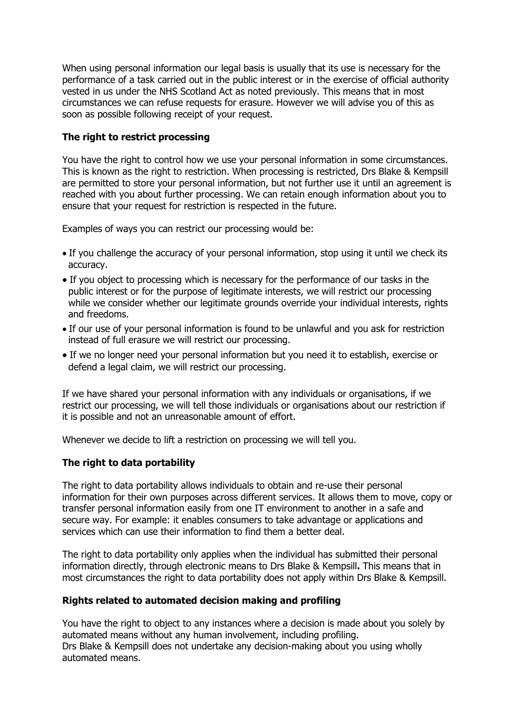When using personal information our legal basis is usually that its use is necessary for the performance of a task carried out in the public interest or in the exercise of official authority vested in us under the NHS Scotland Act as noted previously. This means that in most circumstances we can refuse requests for erasure. However we will advise you of this as soon as possible following receipt of your request.

**The right to restrict processing**

You have the right to control how we use your personal information in some circumstances. This is known as the right to restriction. When processing is restricted, Drs Blake & Kempsill are permitted to store your personal information, but not further use it until an agreement is reached with you about further processing. We can retain enough information about you to ensure that your request for restriction is respected in the future.

Examples of ways you can restrict our processing would be:

- If you challenge the accuracy of your personal information, stop using it until we check its accuracy.
- If you object to processing which is necessary for the performance of our tasks in the public interest or for the purpose of legitimate interests, we will restrict our processing while we consider whether our legitimate grounds override your individual interests, rights and freedoms.
- If our use of your personal information is found to be unlawful and you ask for restriction instead of full erasure we will restrict our processing.
- If we no longer need your personal information but you need it to establish, exercise or defend a legal claim, we will restrict our processing.

If we have shared your personal information with any individuals or organisations, if we restrict our processing, we will tell those individuals or organisations about our restriction if it is possible and not an unreasonable amount of effort.

Whenever we decide to lift a restriction on processing we will tell you.

**The right to data portability**

The right to data portability allows individuals to obtain and re-use their personal information for their own purposes across different services. It allows them to move, copy or transfer personal information easily from one IT environment to another in a safe and secure way. For example: it enables consumers to take advantage or applications and services which can use their information to find them a better deal.

The right to data portability only applies when the individual has submitted their personal information directly, through electronic means to Drs Blake & Kempsill**.** This means that in most circumstances the right to data portability does not apply within Drs Blake & Kempsill.

**Rights related to automated decision making and profiling**

You have the right to object to any instances where a decision is made about you solely by automated means without any human involvement, including profiling.
Drs Blake & Kempsill does not undertake any decision-making about you using wholly automated means.